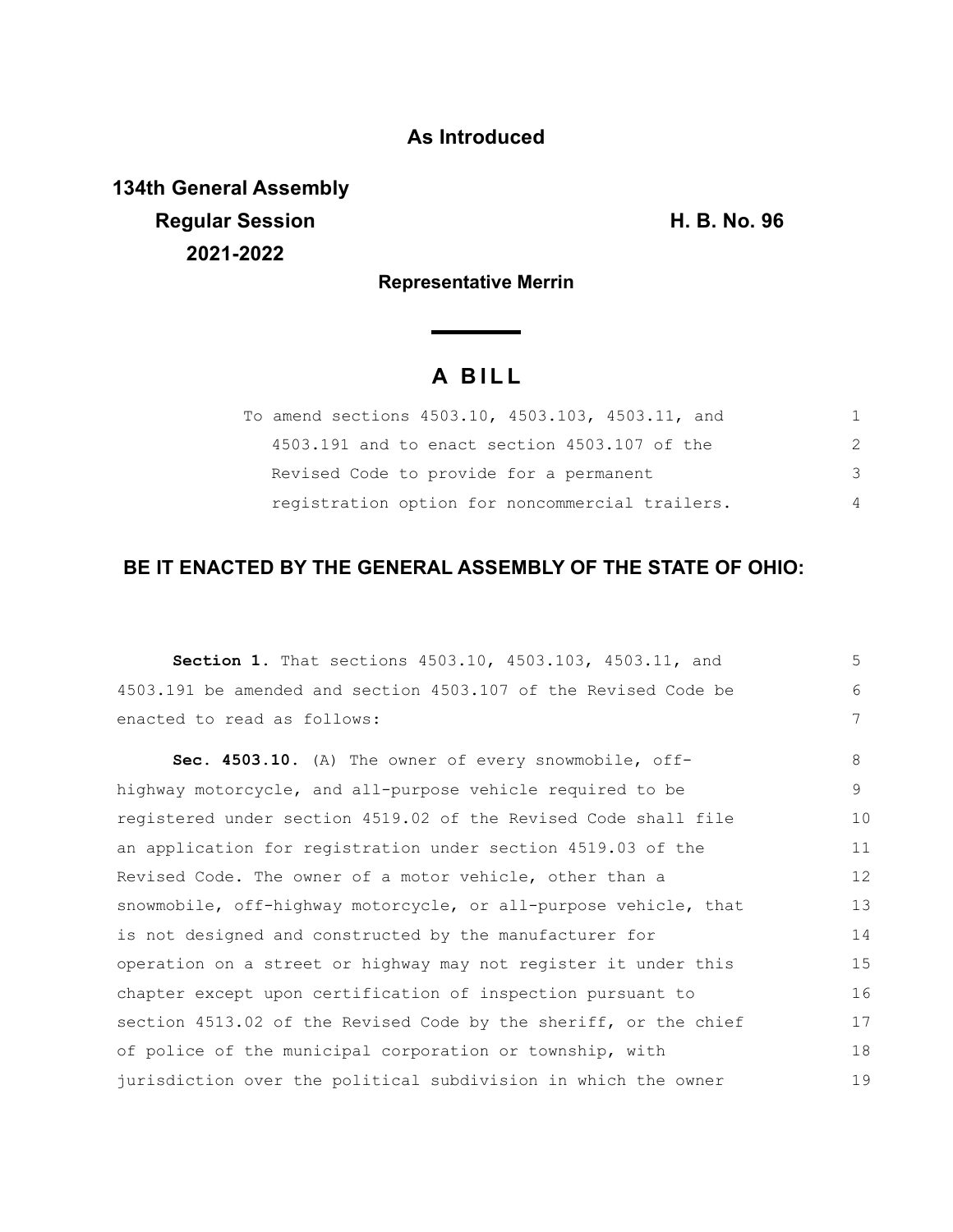**As Introduced**

**134th General Assembly**
**Regular Session**
**2021-2022**

**H. B. No. 96**

**Representative Merrin**

# A BILL

To amend sections 4503.10, 4503.103, 4503.11, and 4503.191 and to enact section 4503.107 of the Revised Code to provide for a permanent registration option for noncommercial trailers.

**BE IT ENACTED BY THE GENERAL ASSEMBLY OF THE STATE OF OHIO:**

**Section 1.** That sections 4503.10, 4503.103, 4503.11, and 4503.191 be amended and section 4503.107 of the Revised Code be enacted to read as follows:

**Sec. 4503.10.** (A) The owner of every snowmobile, off-highway motorcycle, and all-purpose vehicle required to be registered under section 4519.02 of the Revised Code shall file an application for registration under section 4519.03 of the Revised Code. The owner of a motor vehicle, other than a snowmobile, off-highway motorcycle, or all-purpose vehicle, that is not designed and constructed by the manufacturer for operation on a street or highway may not register it under this chapter except upon certification of inspection pursuant to section 4513.02 of the Revised Code by the sheriff, or the chief of police of the municipal corporation or township, with jurisdiction over the political subdivision in which the owner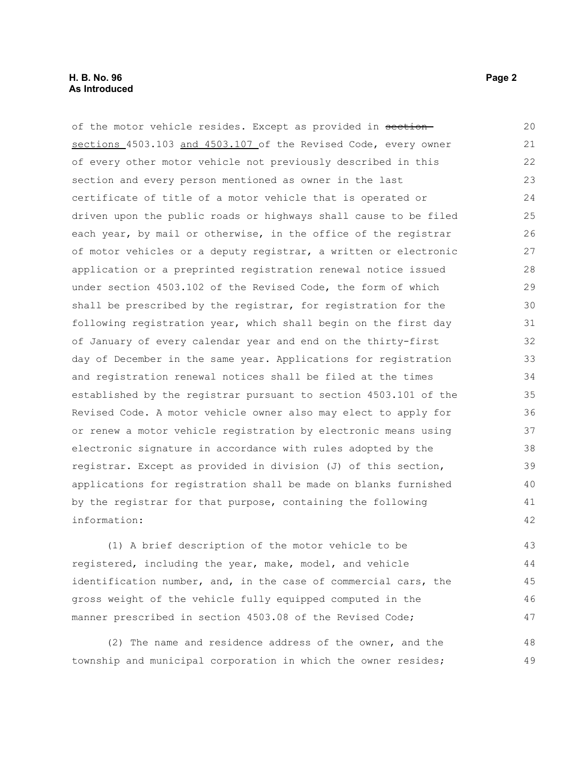of the motor vehicle resides. Except as provided in ~~section~~ sections 4503.103 and 4503.107 of the Revised Code, every owner of every other motor vehicle not previously described in this section and every person mentioned as owner in the last certificate of title of a motor vehicle that is operated or driven upon the public roads or highways shall cause to be filed each year, by mail or otherwise, in the office of the registrar of motor vehicles or a deputy registrar, a written or electronic application or a preprinted registration renewal notice issued under section 4503.102 of the Revised Code, the form of which shall be prescribed by the registrar, for registration for the following registration year, which shall begin on the first day of January of every calendar year and end on the thirty-first day of December in the same year. Applications for registration and registration renewal notices shall be filed at the times established by the registrar pursuant to section 4503.101 of the Revised Code. A motor vehicle owner also may elect to apply for or renew a motor vehicle registration by electronic means using electronic signature in accordance with rules adopted by the registrar. Except as provided in division (J) of this section, applications for registration shall be made on blanks furnished by the registrar for that purpose, containing the following information:

(1) A brief description of the motor vehicle to be registered, including the year, make, model, and vehicle identification number, and, in the case of commercial cars, the gross weight of the vehicle fully equipped computed in the manner prescribed in section 4503.08 of the Revised Code;

(2) The name and residence address of the owner, and the township and municipal corporation in which the owner resides;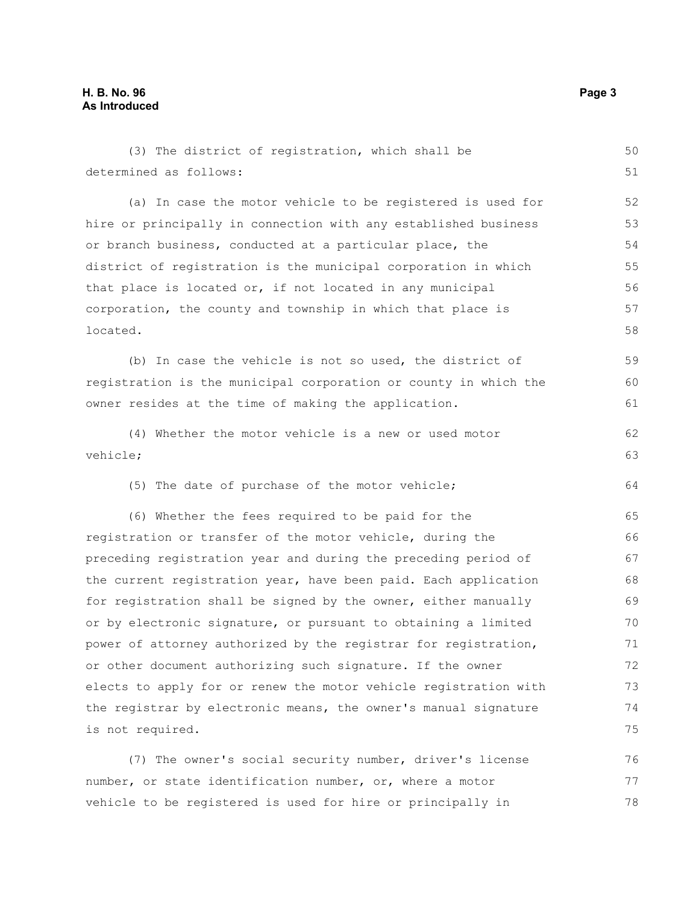(3) The district of registration, which shall be determined as follows:

(a) In case the motor vehicle to be registered is used for hire or principally in connection with any established business or branch business, conducted at a particular place, the district of registration is the municipal corporation in which that place is located or, if not located in any municipal corporation, the county and township in which that place is located.

(b) In case the vehicle is not so used, the district of registration is the municipal corporation or county in which the owner resides at the time of making the application.

(4) Whether the motor vehicle is a new or used motor vehicle;

(5) The date of purchase of the motor vehicle;

(6) Whether the fees required to be paid for the registration or transfer of the motor vehicle, during the preceding registration year and during the preceding period of the current registration year, have been paid. Each application for registration shall be signed by the owner, either manually or by electronic signature, or pursuant to obtaining a limited power of attorney authorized by the registrar for registration, or other document authorizing such signature. If the owner elects to apply for or renew the motor vehicle registration with the registrar by electronic means, the owner's manual signature is not required.

(7) The owner's social security number, driver's license number, or state identification number, or, where a motor vehicle to be registered is used for hire or principally in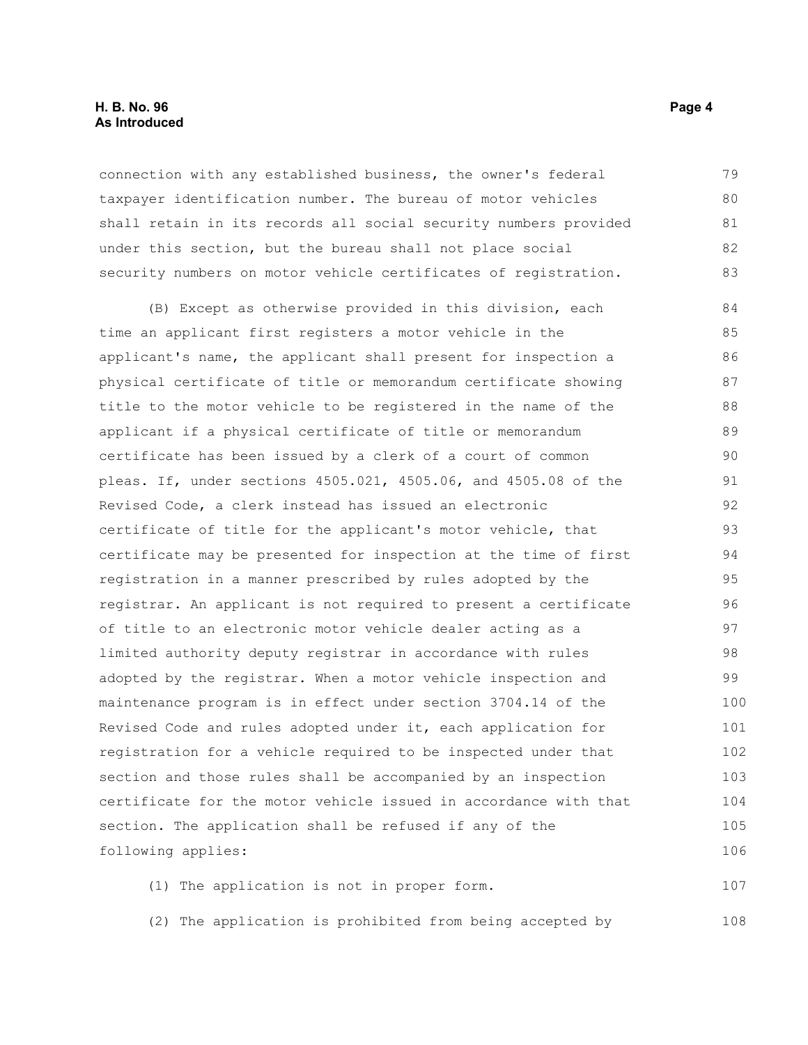connection with any established business, the owner's federal taxpayer identification number. The bureau of motor vehicles shall retain in its records all social security numbers provided under this section, but the bureau shall not place social security numbers on motor vehicle certificates of registration.

(B) Except as otherwise provided in this division, each time an applicant first registers a motor vehicle in the applicant's name, the applicant shall present for inspection a physical certificate of title or memorandum certificate showing title to the motor vehicle to be registered in the name of the applicant if a physical certificate of title or memorandum certificate has been issued by a clerk of a court of common pleas. If, under sections 4505.021, 4505.06, and 4505.08 of the Revised Code, a clerk instead has issued an electronic certificate of title for the applicant's motor vehicle, that certificate may be presented for inspection at the time of first registration in a manner prescribed by rules adopted by the registrar. An applicant is not required to present a certificate of title to an electronic motor vehicle dealer acting as a limited authority deputy registrar in accordance with rules adopted by the registrar. When a motor vehicle inspection and maintenance program is in effect under section 3704.14 of the Revised Code and rules adopted under it, each application for registration for a vehicle required to be inspected under that section and those rules shall be accompanied by an inspection certificate for the motor vehicle issued in accordance with that section. The application shall be refused if any of the following applies:

(1) The application is not in proper form.

(2) The application is prohibited from being accepted by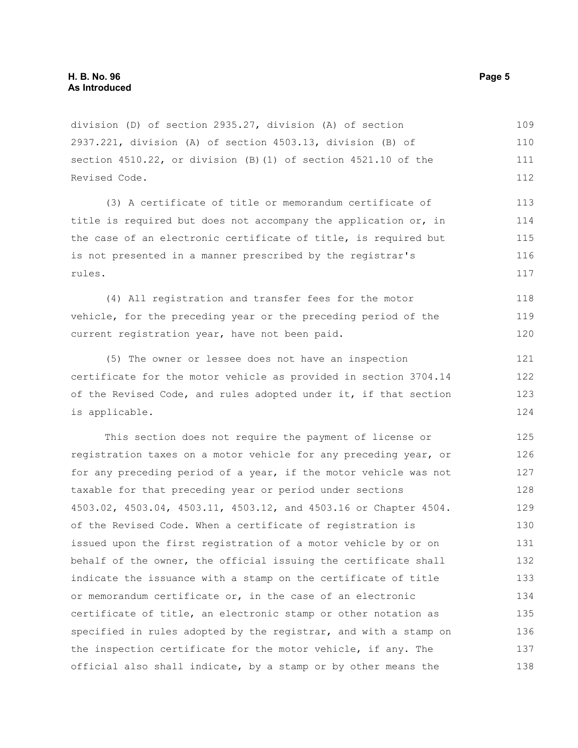division (D) of section 2935.27, division (A) of section 2937.221, division (A) of section 4503.13, division (B) of section 4510.22, or division (B)(1) of section 4521.10 of the Revised Code.

(3) A certificate of title or memorandum certificate of title is required but does not accompany the application or, in the case of an electronic certificate of title, is required but is not presented in a manner prescribed by the registrar's rules.

(4) All registration and transfer fees for the motor vehicle, for the preceding year or the preceding period of the current registration year, have not been paid.

(5) The owner or lessee does not have an inspection certificate for the motor vehicle as provided in section 3704.14 of the Revised Code, and rules adopted under it, if that section is applicable.

This section does not require the payment of license or registration taxes on a motor vehicle for any preceding year, or for any preceding period of a year, if the motor vehicle was not taxable for that preceding year or period under sections 4503.02, 4503.04, 4503.11, 4503.12, and 4503.16 or Chapter 4504. of the Revised Code. When a certificate of registration is issued upon the first registration of a motor vehicle by or on behalf of the owner, the official issuing the certificate shall indicate the issuance with a stamp on the certificate of title or memorandum certificate or, in the case of an electronic certificate of title, an electronic stamp or other notation as specified in rules adopted by the registrar, and with a stamp on the inspection certificate for the motor vehicle, if any. The official also shall indicate, by a stamp or by other means the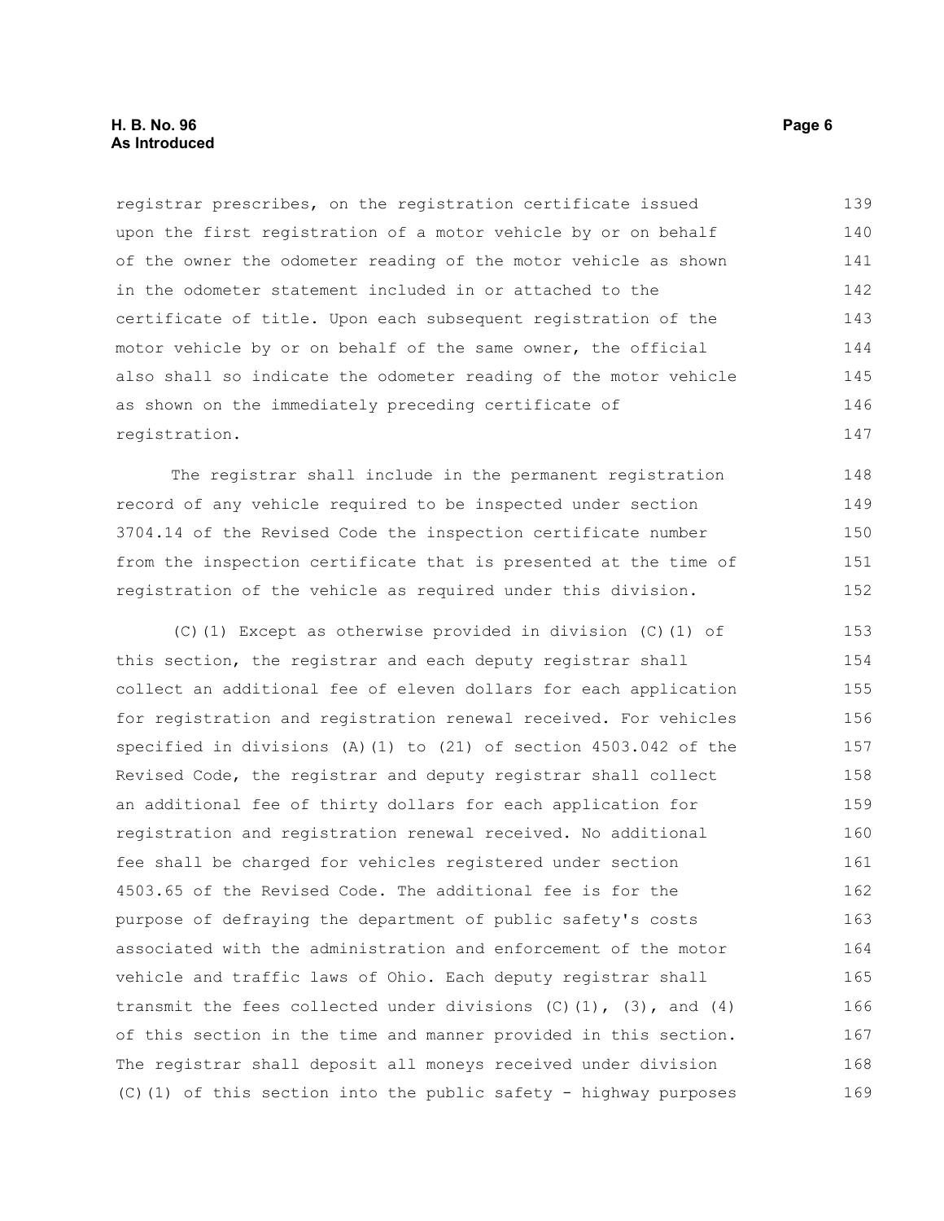registrar prescribes, on the registration certificate issued upon the first registration of a motor vehicle by or on behalf of the owner the odometer reading of the motor vehicle as shown in the odometer statement included in or attached to the certificate of title. Upon each subsequent registration of the motor vehicle by or on behalf of the same owner, the official also shall so indicate the odometer reading of the motor vehicle as shown on the immediately preceding certificate of registration.

The registrar shall include in the permanent registration record of any vehicle required to be inspected under section 3704.14 of the Revised Code the inspection certificate number from the inspection certificate that is presented at the time of registration of the vehicle as required under this division.

(C)(1) Except as otherwise provided in division (C)(1) of this section, the registrar and each deputy registrar shall collect an additional fee of eleven dollars for each application for registration and registration renewal received. For vehicles specified in divisions (A)(1) to (21) of section 4503.042 of the Revised Code, the registrar and deputy registrar shall collect an additional fee of thirty dollars for each application for registration and registration renewal received. No additional fee shall be charged for vehicles registered under section 4503.65 of the Revised Code. The additional fee is for the purpose of defraying the department of public safety's costs associated with the administration and enforcement of the motor vehicle and traffic laws of Ohio. Each deputy registrar shall transmit the fees collected under divisions (C)(1), (3), and (4) of this section in the time and manner provided in this section. The registrar shall deposit all moneys received under division (C)(1) of this section into the public safety - highway purposes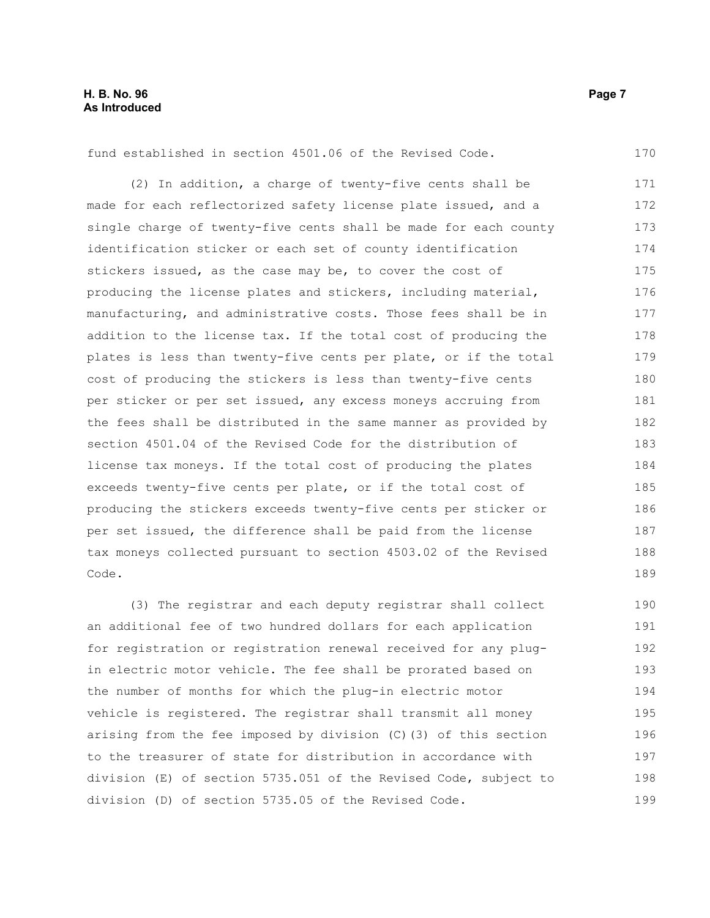fund established in section 4501.06 of the Revised Code.

(2) In addition, a charge of twenty-five cents shall be made for each reflectorized safety license plate issued, and a single charge of twenty-five cents shall be made for each county identification sticker or each set of county identification stickers issued, as the case may be, to cover the cost of producing the license plates and stickers, including material, manufacturing, and administrative costs. Those fees shall be in addition to the license tax. If the total cost of producing the plates is less than twenty-five cents per plate, or if the total cost of producing the stickers is less than twenty-five cents per sticker or per set issued, any excess moneys accruing from the fees shall be distributed in the same manner as provided by section 4501.04 of the Revised Code for the distribution of license tax moneys. If the total cost of producing the plates exceeds twenty-five cents per plate, or if the total cost of producing the stickers exceeds twenty-five cents per sticker or per set issued, the difference shall be paid from the license tax moneys collected pursuant to section 4503.02 of the Revised Code.

(3) The registrar and each deputy registrar shall collect an additional fee of two hundred dollars for each application for registration or registration renewal received for any plug-in electric motor vehicle. The fee shall be prorated based on the number of months for which the plug-in electric motor vehicle is registered. The registrar shall transmit all money arising from the fee imposed by division (C)(3) of this section to the treasurer of state for distribution in accordance with division (E) of section 5735.051 of the Revised Code, subject to division (D) of section 5735.05 of the Revised Code.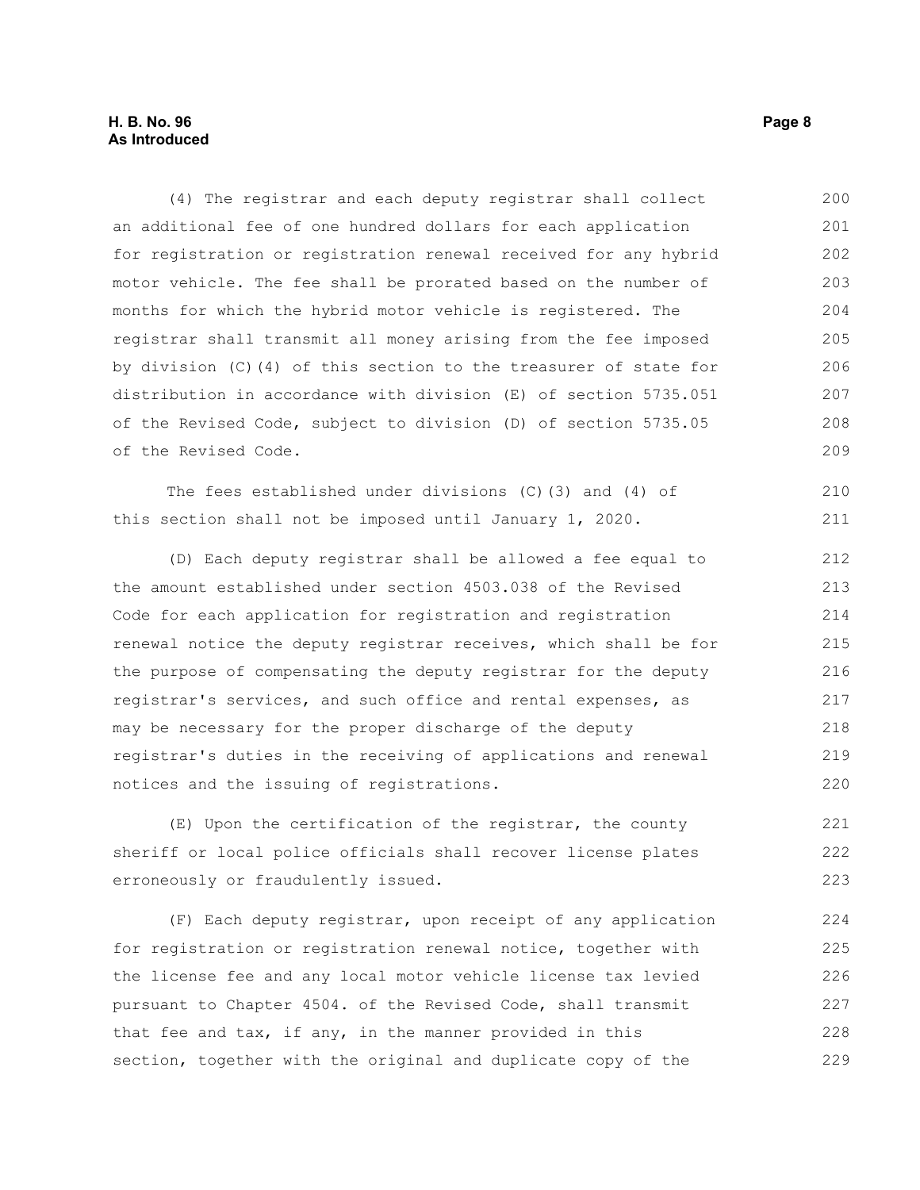(4) The registrar and each deputy registrar shall collect an additional fee of one hundred dollars for each application for registration or registration renewal received for any hybrid motor vehicle. The fee shall be prorated based on the number of months for which the hybrid motor vehicle is registered. The registrar shall transmit all money arising from the fee imposed by division (C)(4) of this section to the treasurer of state for distribution in accordance with division (E) of section 5735.051 of the Revised Code, subject to division (D) of section 5735.05 of the Revised Code.

The fees established under divisions (C)(3) and (4) of this section shall not be imposed until January 1, 2020.

(D) Each deputy registrar shall be allowed a fee equal to the amount established under section 4503.038 of the Revised Code for each application for registration and registration renewal notice the deputy registrar receives, which shall be for the purpose of compensating the deputy registrar for the deputy registrar's services, and such office and rental expenses, as may be necessary for the proper discharge of the deputy registrar's duties in the receiving of applications and renewal notices and the issuing of registrations.

(E) Upon the certification of the registrar, the county sheriff or local police officials shall recover license plates erroneously or fraudulently issued.

(F) Each deputy registrar, upon receipt of any application for registration or registration renewal notice, together with the license fee and any local motor vehicle license tax levied pursuant to Chapter 4504. of the Revised Code, shall transmit that fee and tax, if any, in the manner provided in this section, together with the original and duplicate copy of the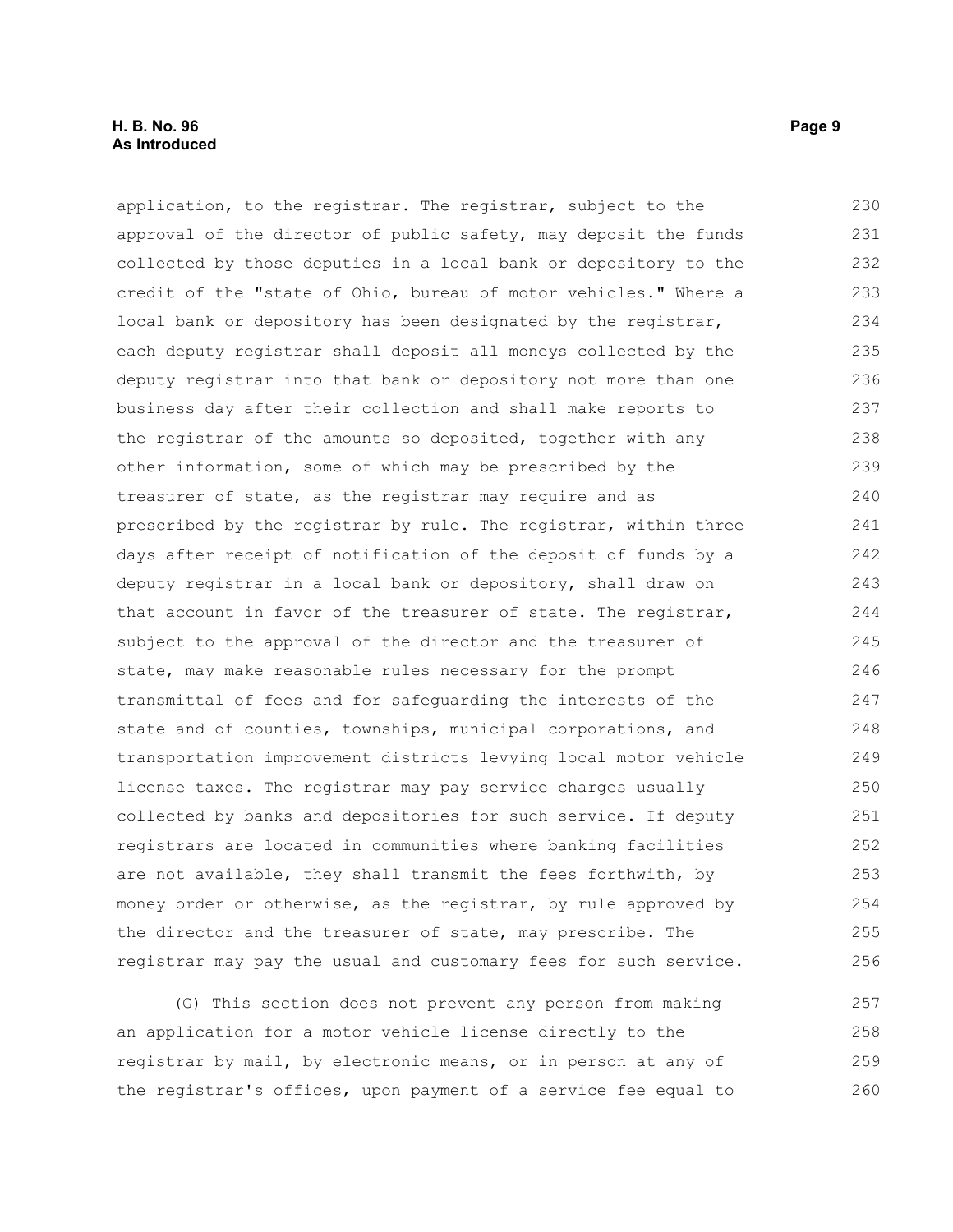application, to the registrar. The registrar, subject to the approval of the director of public safety, may deposit the funds collected by those deputies in a local bank or depository to the credit of the "state of Ohio, bureau of motor vehicles." Where a local bank or depository has been designated by the registrar, each deputy registrar shall deposit all moneys collected by the deputy registrar into that bank or depository not more than one business day after their collection and shall make reports to the registrar of the amounts so deposited, together with any other information, some of which may be prescribed by the treasurer of state, as the registrar may require and as prescribed by the registrar by rule. The registrar, within three days after receipt of notification of the deposit of funds by a deputy registrar in a local bank or depository, shall draw on that account in favor of the treasurer of state. The registrar, subject to the approval of the director and the treasurer of state, may make reasonable rules necessary for the prompt transmittal of fees and for safeguarding the interests of the state and of counties, townships, municipal corporations, and transportation improvement districts levying local motor vehicle license taxes. The registrar may pay service charges usually collected by banks and depositories for such service. If deputy registrars are located in communities where banking facilities are not available, they shall transmit the fees forthwith, by money order or otherwise, as the registrar, by rule approved by the director and the treasurer of state, may prescribe. The registrar may pay the usual and customary fees for such service.

(G) This section does not prevent any person from making an application for a motor vehicle license directly to the registrar by mail, by electronic means, or in person at any of the registrar's offices, upon payment of a service fee equal to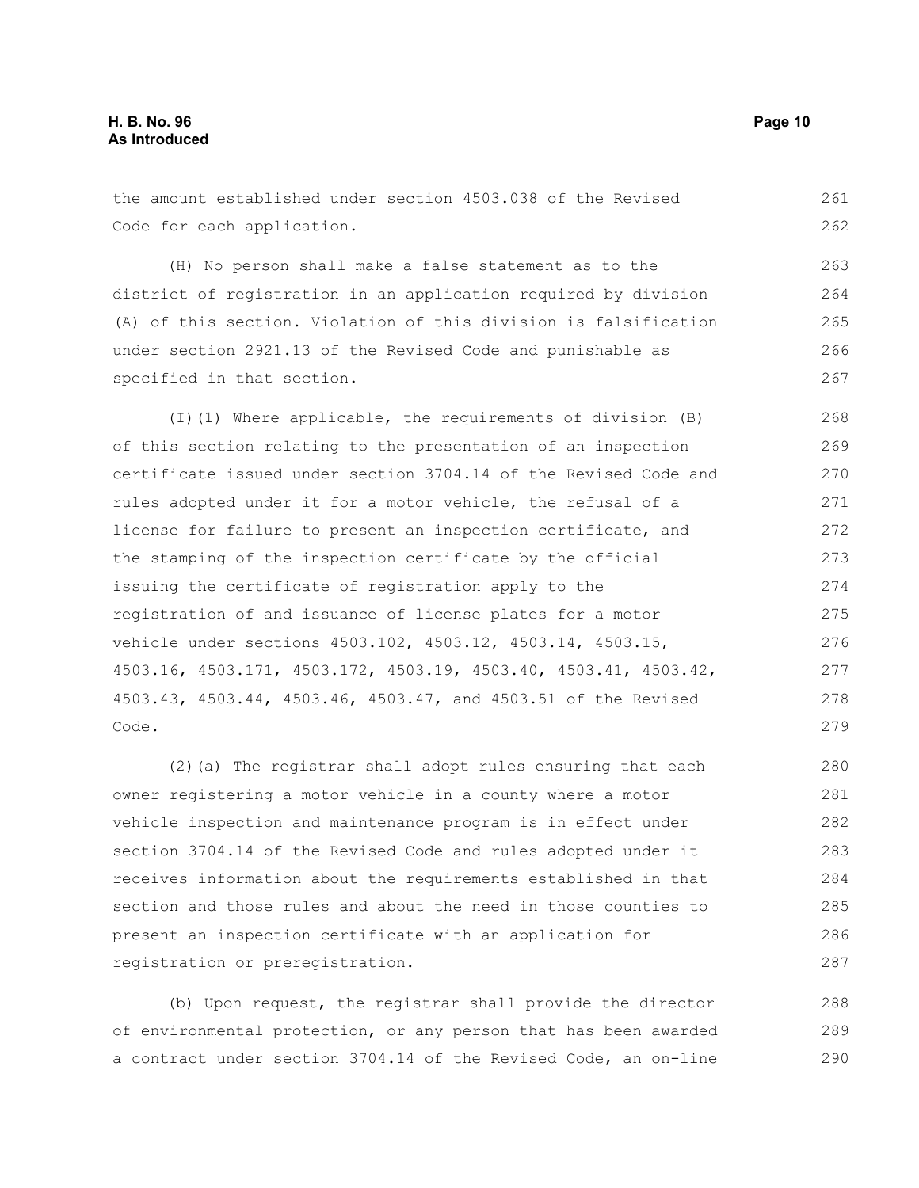the amount established under section 4503.038 of the Revised Code for each application.

(H) No person shall make a false statement as to the district of registration in an application required by division (A) of this section. Violation of this division is falsification under section 2921.13 of the Revised Code and punishable as specified in that section.

(I)(1) Where applicable, the requirements of division (B) of this section relating to the presentation of an inspection certificate issued under section 3704.14 of the Revised Code and rules adopted under it for a motor vehicle, the refusal of a license for failure to present an inspection certificate, and the stamping of the inspection certificate by the official issuing the certificate of registration apply to the registration of and issuance of license plates for a motor vehicle under sections 4503.102, 4503.12, 4503.14, 4503.15, 4503.16, 4503.171, 4503.172, 4503.19, 4503.40, 4503.41, 4503.42, 4503.43, 4503.44, 4503.46, 4503.47, and 4503.51 of the Revised Code.

(2)(a) The registrar shall adopt rules ensuring that each owner registering a motor vehicle in a county where a motor vehicle inspection and maintenance program is in effect under section 3704.14 of the Revised Code and rules adopted under it receives information about the requirements established in that section and those rules and about the need in those counties to present an inspection certificate with an application for registration or preregistration.

(b) Upon request, the registrar shall provide the director of environmental protection, or any person that has been awarded a contract under section 3704.14 of the Revised Code, an on-line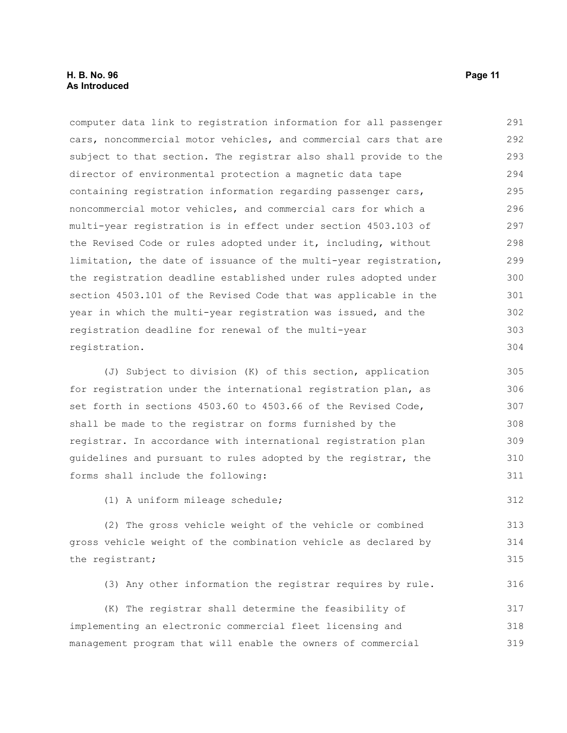computer data link to registration information for all passenger cars, noncommercial motor vehicles, and commercial cars that are subject to that section. The registrar also shall provide to the director of environmental protection a magnetic data tape containing registration information regarding passenger cars, noncommercial motor vehicles, and commercial cars for which a multi-year registration is in effect under section 4503.103 of the Revised Code or rules adopted under it, including, without limitation, the date of issuance of the multi-year registration, the registration deadline established under rules adopted under section 4503.101 of the Revised Code that was applicable in the year in which the multi-year registration was issued, and the registration deadline for renewal of the multi-year registration.

(J) Subject to division (K) of this section, application for registration under the international registration plan, as set forth in sections 4503.60 to 4503.66 of the Revised Code, shall be made to the registrar on forms furnished by the registrar. In accordance with international registration plan guidelines and pursuant to rules adopted by the registrar, the forms shall include the following:

(1) A uniform mileage schedule;

(2) The gross vehicle weight of the vehicle or combined gross vehicle weight of the combination vehicle as declared by the registrant;

(3) Any other information the registrar requires by rule.

(K) The registrar shall determine the feasibility of implementing an electronic commercial fleet licensing and management program that will enable the owners of commercial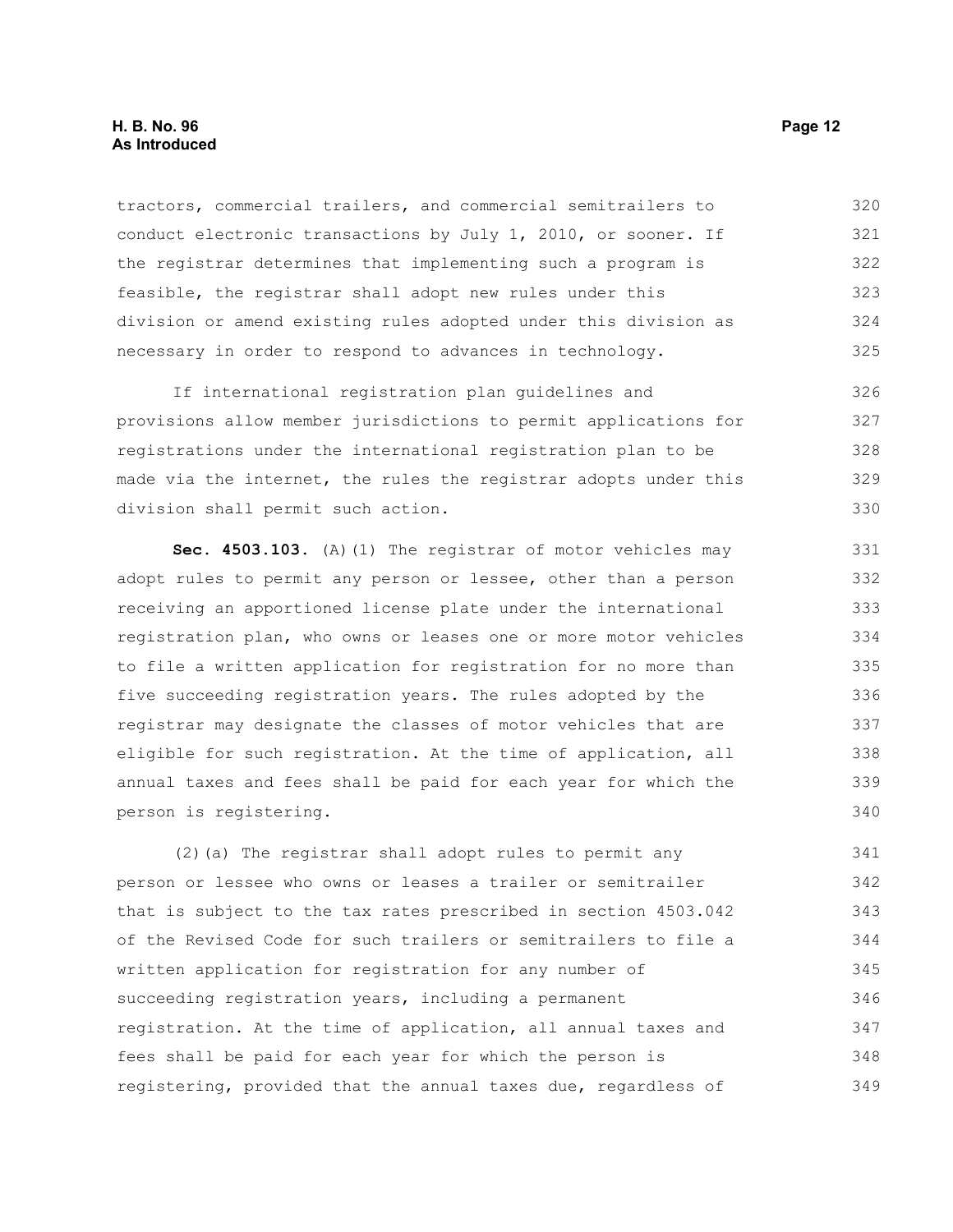tractors, commercial trailers, and commercial semitrailers to conduct electronic transactions by July 1, 2010, or sooner. If the registrar determines that implementing such a program is feasible, the registrar shall adopt new rules under this division or amend existing rules adopted under this division as necessary in order to respond to advances in technology.

If international registration plan guidelines and provisions allow member jurisdictions to permit applications for registrations under the international registration plan to be made via the internet, the rules the registrar adopts under this division shall permit such action.

**Sec. 4503.103.** (A)(1) The registrar of motor vehicles may adopt rules to permit any person or lessee, other than a person receiving an apportioned license plate under the international registration plan, who owns or leases one or more motor vehicles to file a written application for registration for no more than five succeeding registration years. The rules adopted by the registrar may designate the classes of motor vehicles that are eligible for such registration. At the time of application, all annual taxes and fees shall be paid for each year for which the person is registering.

(2)(a) The registrar shall adopt rules to permit any person or lessee who owns or leases a trailer or semitrailer that is subject to the tax rates prescribed in section 4503.042 of the Revised Code for such trailers or semitrailers to file a written application for registration for any number of succeeding registration years, including a permanent registration. At the time of application, all annual taxes and fees shall be paid for each year for which the person is registering, provided that the annual taxes due, regardless of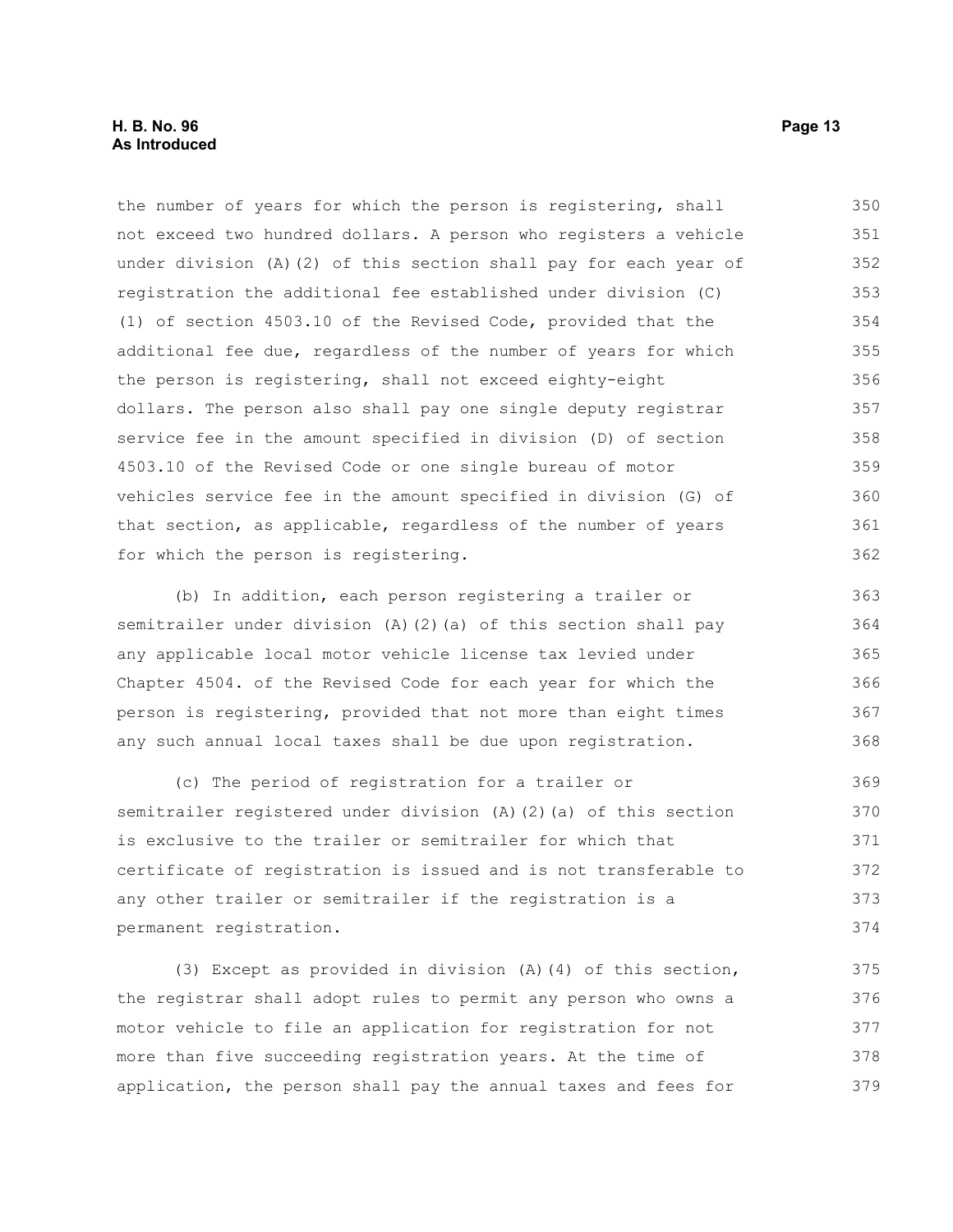the number of years for which the person is registering, shall not exceed two hundred dollars. A person who registers a vehicle under division (A)(2) of this section shall pay for each year of registration the additional fee established under division (C)(1) of section 4503.10 of the Revised Code, provided that the additional fee due, regardless of the number of years for which the person is registering, shall not exceed eighty-eight dollars. The person also shall pay one single deputy registrar service fee in the amount specified in division (D) of section 4503.10 of the Revised Code or one single bureau of motor vehicles service fee in the amount specified in division (G) of that section, as applicable, regardless of the number of years for which the person is registering.

(b) In addition, each person registering a trailer or semitrailer under division (A)(2)(a) of this section shall pay any applicable local motor vehicle license tax levied under Chapter 4504. of the Revised Code for each year for which the person is registering, provided that not more than eight times any such annual local taxes shall be due upon registration.

(c) The period of registration for a trailer or semitrailer registered under division (A)(2)(a) of this section is exclusive to the trailer or semitrailer for which that certificate of registration is issued and is not transferable to any other trailer or semitrailer if the registration is a permanent registration.

(3) Except as provided in division (A)(4) of this section, the registrar shall adopt rules to permit any person who owns a motor vehicle to file an application for registration for not more than five succeeding registration years. At the time of application, the person shall pay the annual taxes and fees for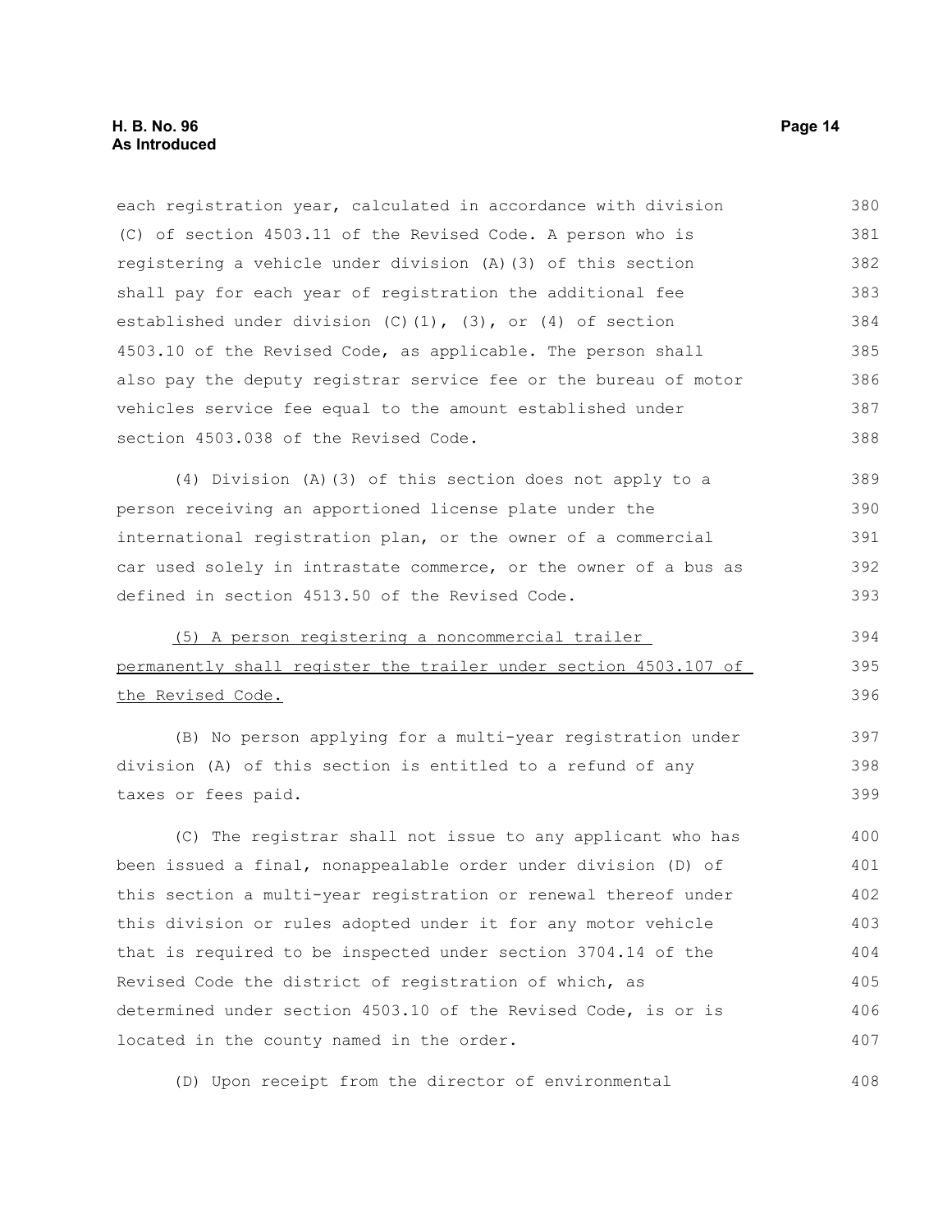each registration year, calculated in accordance with division (C) of section 4503.11 of the Revised Code. A person who is registering a vehicle under division (A)(3) of this section shall pay for each year of registration the additional fee established under division (C)(1), (3), or (4) of section 4503.10 of the Revised Code, as applicable. The person shall also pay the deputy registrar service fee or the bureau of motor vehicles service fee equal to the amount established under section 4503.038 of the Revised Code.

(4) Division (A)(3) of this section does not apply to a person receiving an apportioned license plate under the international registration plan, or the owner of a commercial car used solely in intrastate commerce, or the owner of a bus as defined in section 4513.50 of the Revised Code.

<u>(5) A person registering a noncommercial trailer permanently shall register the trailer under section 4503.107 of the Revised Code.</u>

(B) No person applying for a multi-year registration under division (A) of this section is entitled to a refund of any taxes or fees paid.

(C) The registrar shall not issue to any applicant who has been issued a final, nonappealable order under division (D) of this section a multi-year registration or renewal thereof under this division or rules adopted under it for any motor vehicle that is required to be inspected under section 3704.14 of the Revised Code the district of registration of which, as determined under section 4503.10 of the Revised Code, is or is located in the county named in the order.

(D) Upon receipt from the director of environmental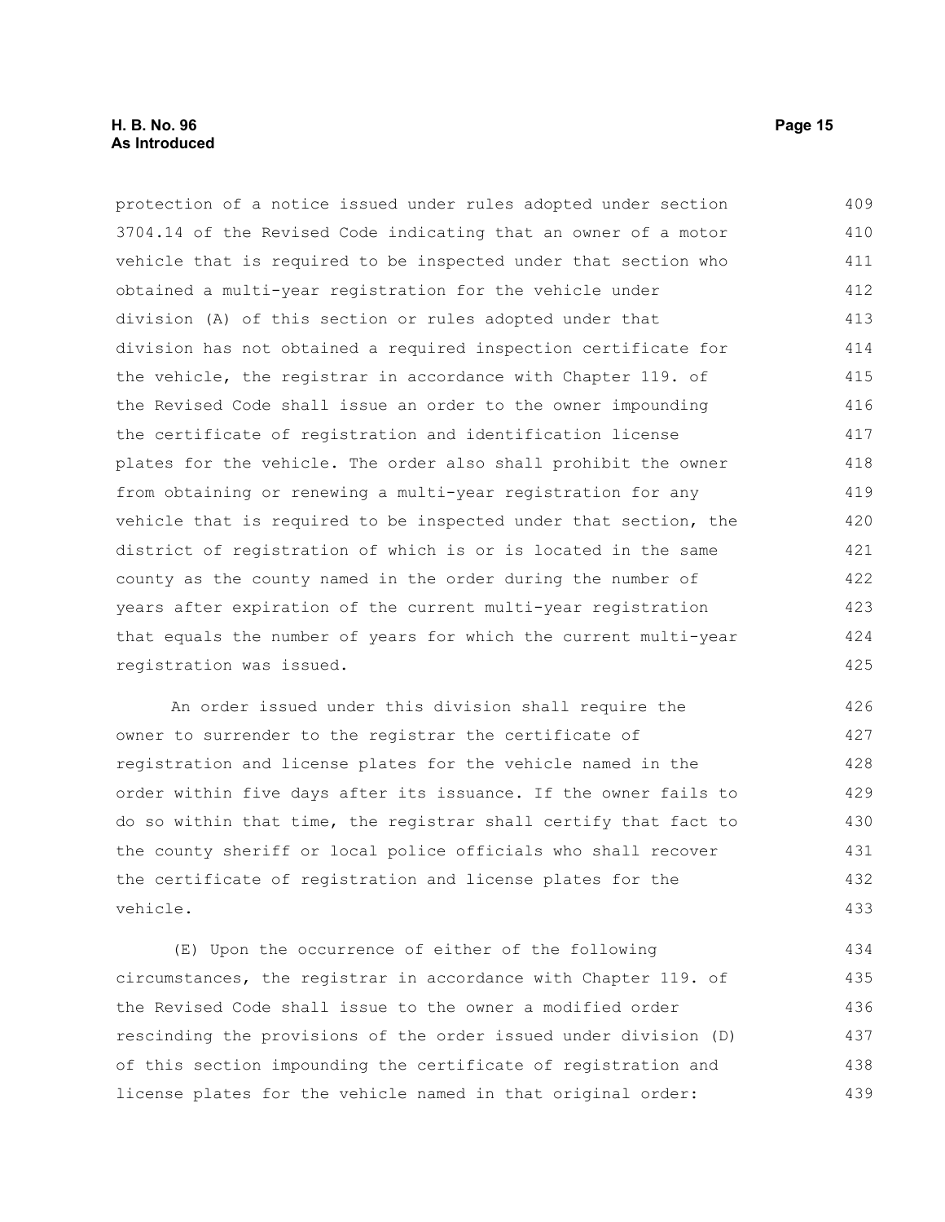protection of a notice issued under rules adopted under section 3704.14 of the Revised Code indicating that an owner of a motor vehicle that is required to be inspected under that section who obtained a multi-year registration for the vehicle under division (A) of this section or rules adopted under that division has not obtained a required inspection certificate for the vehicle, the registrar in accordance with Chapter 119. of the Revised Code shall issue an order to the owner impounding the certificate of registration and identification license plates for the vehicle. The order also shall prohibit the owner from obtaining or renewing a multi-year registration for any vehicle that is required to be inspected under that section, the district of registration of which is or is located in the same county as the county named in the order during the number of years after expiration of the current multi-year registration that equals the number of years for which the current multi-year registration was issued.

An order issued under this division shall require the owner to surrender to the registrar the certificate of registration and license plates for the vehicle named in the order within five days after its issuance. If the owner fails to do so within that time, the registrar shall certify that fact to the county sheriff or local police officials who shall recover the certificate of registration and license plates for the vehicle.

(E) Upon the occurrence of either of the following circumstances, the registrar in accordance with Chapter 119. of the Revised Code shall issue to the owner a modified order rescinding the provisions of the order issued under division (D) of this section impounding the certificate of registration and license plates for the vehicle named in that original order: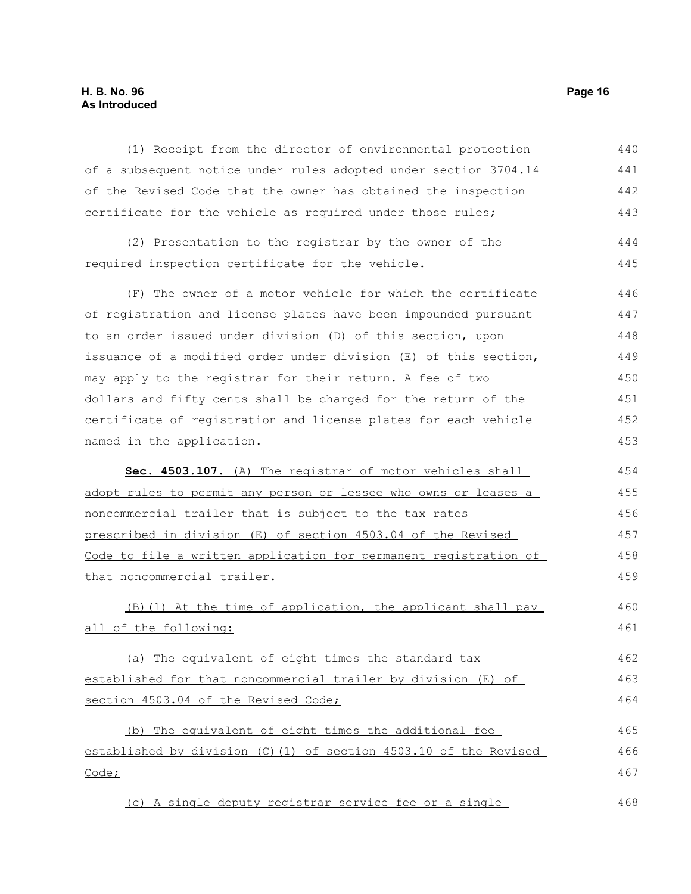(1) Receipt from the director of environmental protection of a subsequent notice under rules adopted under section 3704.14 of the Revised Code that the owner has obtained the inspection certificate for the vehicle as required under those rules;

(2) Presentation to the registrar by the owner of the required inspection certificate for the vehicle.

(F) The owner of a motor vehicle for which the certificate of registration and license plates have been impounded pursuant to an order issued under division (D) of this section, upon issuance of a modified order under division (E) of this section, may apply to the registrar for their return. A fee of two dollars and fifty cents shall be charged for the return of the certificate of registration and license plates for each vehicle named in the application.

**Sec. 4503.107.** (A) The registrar of motor vehicles shall adopt rules to permit any person or lessee who owns or leases a noncommercial trailer that is subject to the tax rates prescribed in division (E) of section 4503.04 of the Revised Code to file a written application for permanent registration of that noncommercial trailer.

(B)(1) At the time of application, the applicant shall pay all of the following:

(a) The equivalent of eight times the standard tax established for that noncommercial trailer by division (E) of section 4503.04 of the Revised Code;

(b) The equivalent of eight times the additional fee established by division (C)(1) of section 4503.10 of the Revised Code;

(c) A single deputy registrar service fee or a single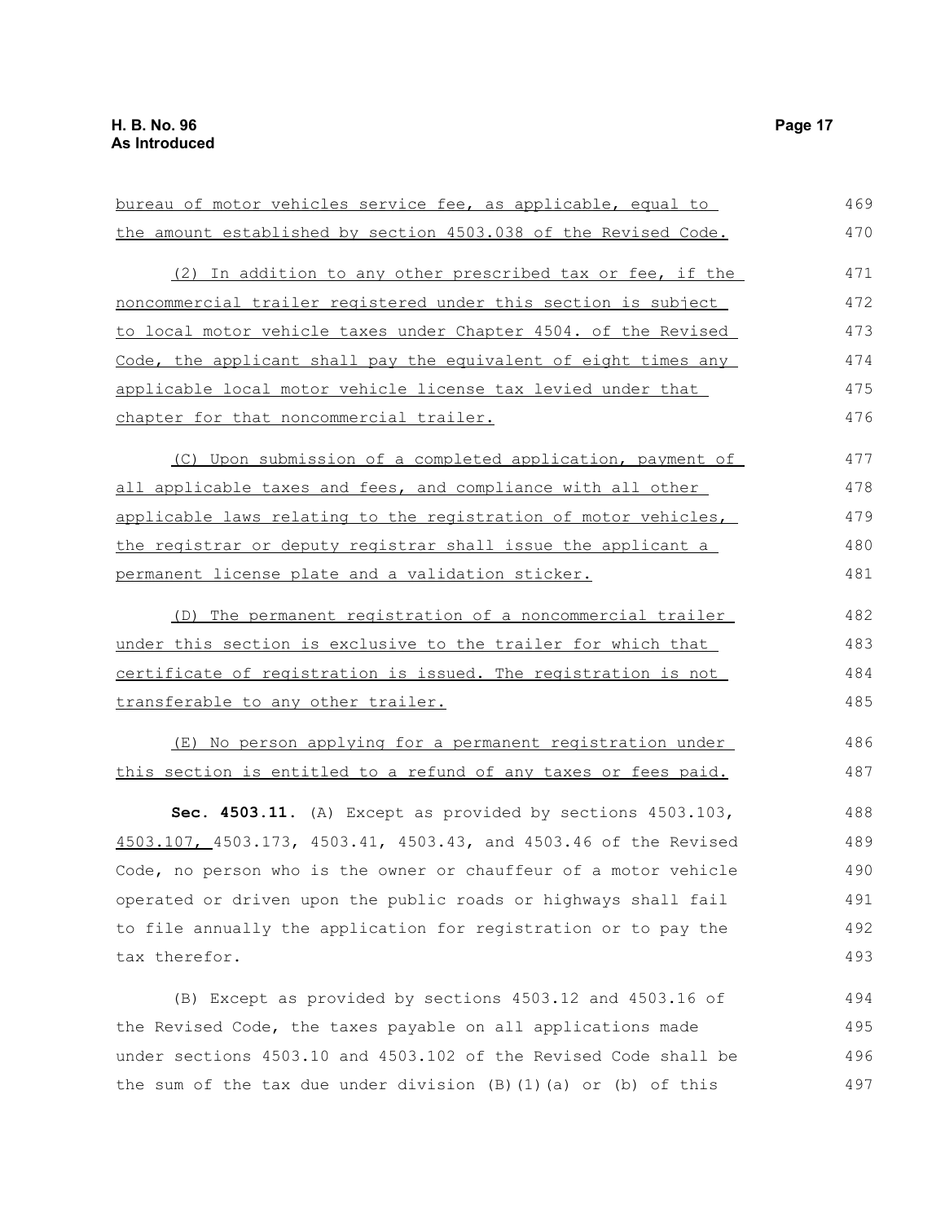bureau of motor vehicles service fee, as applicable, equal to the amount established by section 4503.038 of the Revised Code.

(2) In addition to any other prescribed tax or fee, if the noncommercial trailer registered under this section is subject to local motor vehicle taxes under Chapter 4504. of the Revised Code, the applicant shall pay the equivalent of eight times any applicable local motor vehicle license tax levied under that chapter for that noncommercial trailer.

(C) Upon submission of a completed application, payment of all applicable taxes and fees, and compliance with all other applicable laws relating to the registration of motor vehicles, the registrar or deputy registrar shall issue the applicant a permanent license plate and a validation sticker.

(D) The permanent registration of a noncommercial trailer under this section is exclusive to the trailer for which that certificate of registration is issued. The registration is not transferable to any other trailer.

(E) No person applying for a permanent registration under this section is entitled to a refund of any taxes or fees paid.

**Sec. 4503.11.** (A) Except as provided by sections 4503.103, 4503.107, 4503.173, 4503.41, 4503.43, and 4503.46 of the Revised Code, no person who is the owner or chauffeur of a motor vehicle operated or driven upon the public roads or highways shall fail to file annually the application for registration or to pay the tax therefor.

(B) Except as provided by sections 4503.12 and 4503.16 of the Revised Code, the taxes payable on all applications made under sections 4503.10 and 4503.102 of the Revised Code shall be the sum of the tax due under division (B)(1)(a) or (b) of this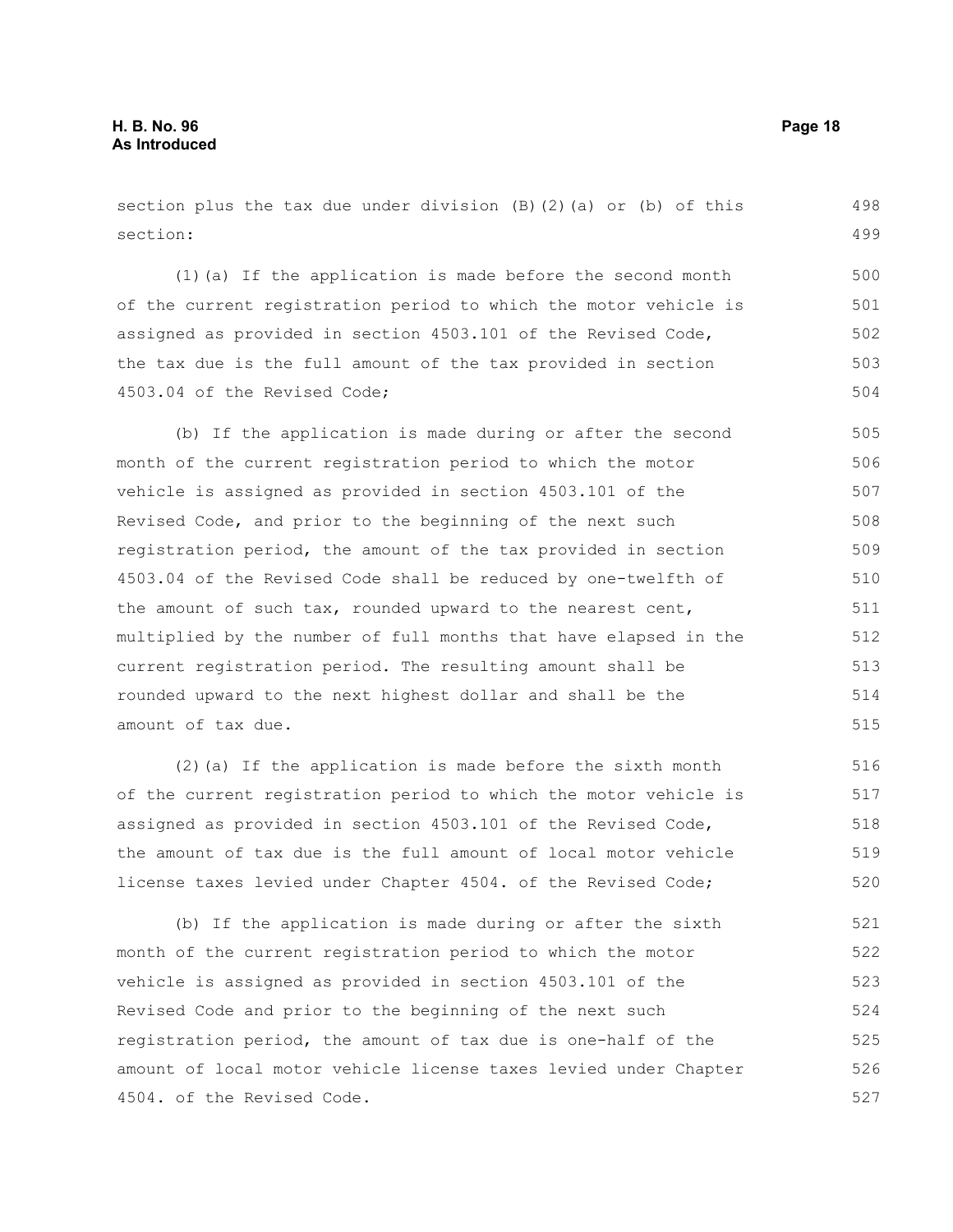section plus the tax due under division (B)(2)(a) or (b) of this section:

(1)(a) If the application is made before the second month of the current registration period to which the motor vehicle is assigned as provided in section 4503.101 of the Revised Code, the tax due is the full amount of the tax provided in section 4503.04 of the Revised Code;

(b) If the application is made during or after the second month of the current registration period to which the motor vehicle is assigned as provided in section 4503.101 of the Revised Code, and prior to the beginning of the next such registration period, the amount of the tax provided in section 4503.04 of the Revised Code shall be reduced by one-twelfth of the amount of such tax, rounded upward to the nearest cent, multiplied by the number of full months that have elapsed in the current registration period. The resulting amount shall be rounded upward to the next highest dollar and shall be the amount of tax due.

(2)(a) If the application is made before the sixth month of the current registration period to which the motor vehicle is assigned as provided in section 4503.101 of the Revised Code, the amount of tax due is the full amount of local motor vehicle license taxes levied under Chapter 4504. of the Revised Code;

(b) If the application is made during or after the sixth month of the current registration period to which the motor vehicle is assigned as provided in section 4503.101 of the Revised Code and prior to the beginning of the next such registration period, the amount of tax due is one-half of the amount of local motor vehicle license taxes levied under Chapter 4504. of the Revised Code.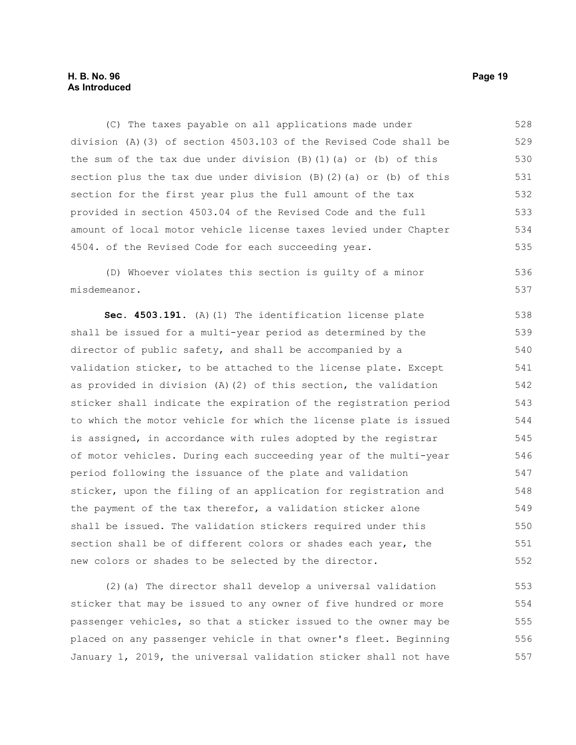(C) The taxes payable on all applications made under division (A)(3) of section 4503.103 of the Revised Code shall be the sum of the tax due under division (B)(1)(a) or (b) of this section plus the tax due under division (B)(2)(a) or (b) of this section for the first year plus the full amount of the tax provided in section 4503.04 of the Revised Code and the full amount of local motor vehicle license taxes levied under Chapter 4504. of the Revised Code for each succeeding year.

(D) Whoever violates this section is guilty of a minor misdemeanor.

**Sec. 4503.191.** (A)(1) The identification license plate shall be issued for a multi-year period as determined by the director of public safety, and shall be accompanied by a validation sticker, to be attached to the license plate. Except as provided in division (A)(2) of this section, the validation sticker shall indicate the expiration of the registration period to which the motor vehicle for which the license plate is issued is assigned, in accordance with rules adopted by the registrar of motor vehicles. During each succeeding year of the multi-year period following the issuance of the plate and validation sticker, upon the filing of an application for registration and the payment of the tax therefor, a validation sticker alone shall be issued. The validation stickers required under this section shall be of different colors or shades each year, the new colors or shades to be selected by the director.

(2)(a) The director shall develop a universal validation sticker that may be issued to any owner of five hundred or more passenger vehicles, so that a sticker issued to the owner may be placed on any passenger vehicle in that owner's fleet. Beginning January 1, 2019, the universal validation sticker shall not have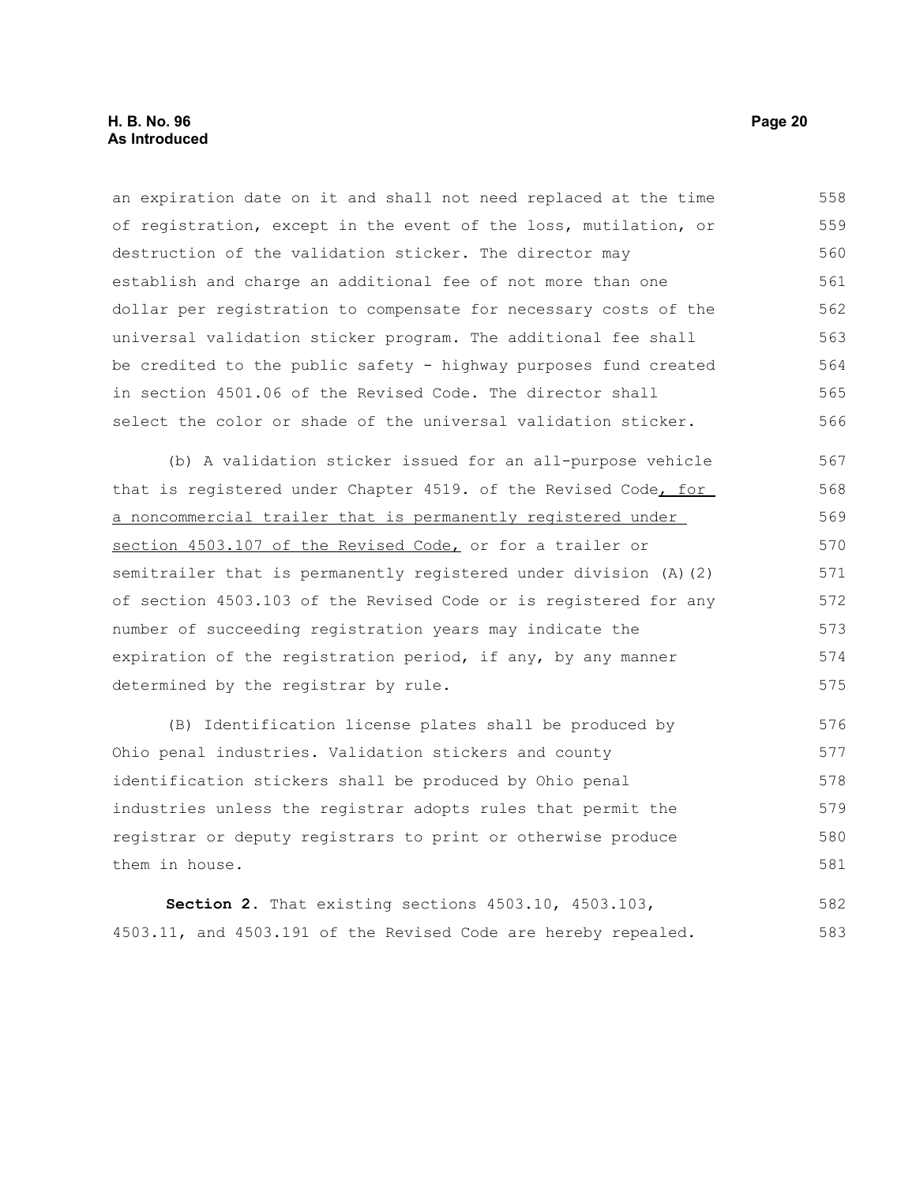an expiration date on it and shall not need replaced at the time of registration, except in the event of the loss, mutilation, or destruction of the validation sticker. The director may establish and charge an additional fee of not more than one dollar per registration to compensate for necessary costs of the universal validation sticker program. The additional fee shall be credited to the public safety - highway purposes fund created in section 4501.06 of the Revised Code. The director shall select the color or shade of the universal validation sticker.

(b) A validation sticker issued for an all-purpose vehicle that is registered under Chapter 4519. of the Revised Code, for a noncommercial trailer that is permanently registered under section 4503.107 of the Revised Code, or for a trailer or semitrailer that is permanently registered under division (A)(2) of section 4503.103 of the Revised Code or is registered for any number of succeeding registration years may indicate the expiration of the registration period, if any, by any manner determined by the registrar by rule.

(B) Identification license plates shall be produced by Ohio penal industries. Validation stickers and county identification stickers shall be produced by Ohio penal industries unless the registrar adopts rules that permit the registrar or deputy registrars to print or otherwise produce them in house.

**Section 2.** That existing sections 4503.10, 4503.103, 4503.11, and 4503.191 of the Revised Code are hereby repealed.